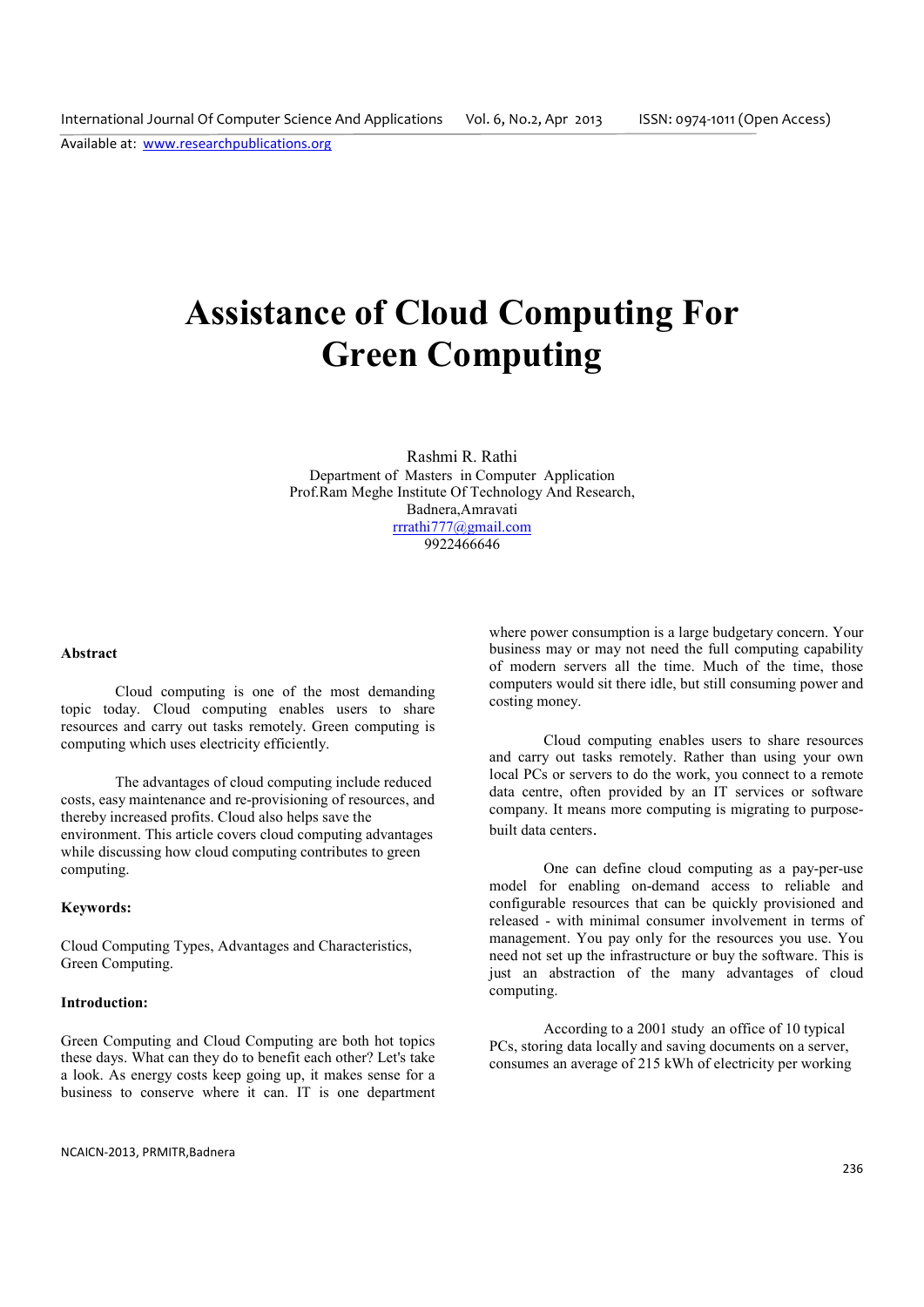# Assistance of Cloud Computing For Green Computing

Rashmi R. Rathi
Department of Masters in Computer Application
Prof.Ram Meghe Institute Of Technology And Research,
Badnera,Amravati
rrrathi777@gmail.com
9922466646

**Abstract**

Cloud computing is one of the most demanding topic today. Cloud computing enables users to share resources and carry out tasks remotely. Green computing is computing which uses electricity efficiently.

The advantages of cloud computing include reduced costs, easy maintenance and re-provisioning of resources, and thereby increased profits. Cloud also helps save the environment. This article covers cloud computing advantages while discussing how cloud computing contributes to green computing.

**Keywords:**

Cloud Computing Types, Advantages and Characteristics, Green Computing.

**Introduction:**

Green Computing and Cloud Computing are both hot topics these days. What can they do to benefit each other? Let's take a look. As energy costs keep going up, it makes sense for a business to conserve where it can. IT is one department where power consumption is a large budgetary concern. Your business may or may not need the full computing capability of modern servers all the time. Much of the time, those computers would sit there idle, but still consuming power and costing money.

Cloud computing enables users to share resources and carry out tasks remotely. Rather than using your own local PCs or servers to do the work, you connect to a remote data centre, often provided by an IT services or software company. It means more computing is migrating to purpose-built data centers.

One can define cloud computing as a pay-per-use model for enabling on-demand access to reliable and configurable resources that can be quickly provisioned and released - with minimal consumer involvement in terms of management. You pay only for the resources you use. You need not set up the infrastructure or buy the software. This is just an abstraction of the many advantages of cloud computing.

According to a 2001 study an office of 10 typical PCs, storing data locally and saving documents on a server, consumes an average of 215 kWh of electricity per working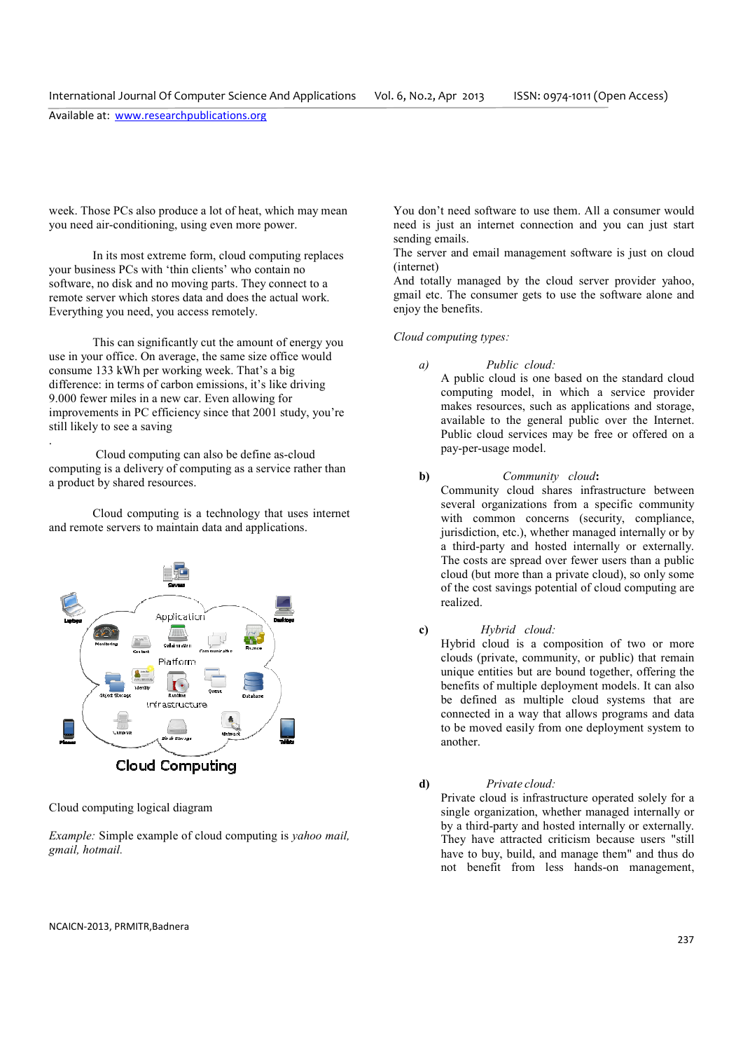week. Those PCs also produce a lot of heat, which may mean you need air-conditioning, using even more power.

In its most extreme form, cloud computing replaces your business PCs with 'thin clients' who contain no software, no disk and no moving parts. They connect to a remote server which stores data and does the actual work. Everything you need, you access remotely.

This can significantly cut the amount of energy you use in your office. On average, the same size office would consume 133 kWh per working week. That's a big difference: in terms of carbon emissions, it's like driving 9.000 fewer miles in a new car. Even allowing for improvements in PC efficiency since that 2001 study, you're still likely to see a saving

.

Cloud computing can also be define as-cloud computing is a delivery of computing as a service rather than a product by shared resources.

Cloud computing is a technology that uses internet and remote servers to maintain data and applications.

Cloud computing logical diagram

*Example:* Simple example of cloud computing is *yahoo mail, gmail, hotmail.*

You don't need software to use them. All a consumer would need is just an internet connection and you can just start sending emails.
The server and email management software is just on cloud (internet)
And totally managed by the cloud server provider yahoo, gmail etc. The consumer gets to use the software alone and enjoy the benefits.

*Cloud computing types:*

*a)* *Public cloud:*
A public cloud is one based on the standard cloud computing model, in which a service provider makes resources, such as applications and storage, available to the general public over the Internet. Public cloud services may be free or offered on a pay-per-usage model.

**b)** *Community cloud***:**
Community cloud shares infrastructure between several organizations from a specific community with common concerns (security, compliance, jurisdiction, etc.), whether managed internally or by a third-party and hosted internally or externally. The costs are spread over fewer users than a public cloud (but more than a private cloud), so only some of the cost savings potential of cloud computing are realized.

**c)** *Hybrid cloud:*
Hybrid cloud is a composition of two or more clouds (private, community, or public) that remain unique entities but are bound together, offering the benefits of multiple deployment models. It can also be defined as multiple cloud systems that are connected in a way that allows programs and data to be moved easily from one deployment system to another.

**d)** *Private cloud:*
Private cloud is infrastructure operated solely for a single organization, whether managed internally or by a third-party and hosted internally or externally. They have attracted criticism because users "still have to buy, build, and manage them" and thus do not benefit from less hands-on management,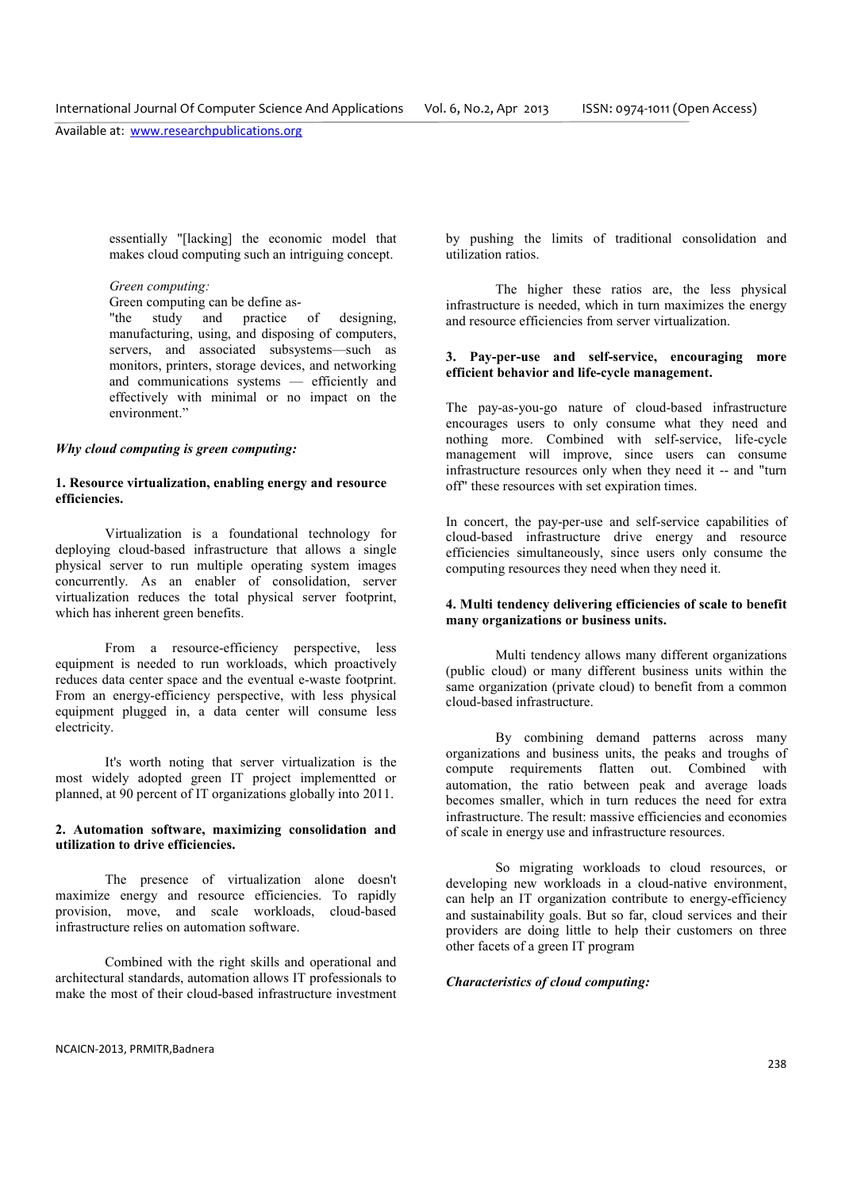essentially "[lacking] the economic model that makes cloud computing such an intriguing concept.

*Green computing:*

Green computing can be define as-

"the study and practice of designing, manufacturing, using, and disposing of computers, servers, and associated subsystems—such as monitors, printers, storage devices, and networking and communications systems — efficiently and effectively with minimal or no impact on the environment."

***Why cloud computing is green computing:***

**1. Resource virtualization, enabling energy and resource efficiencies.**

Virtualization is a foundational technology for deploying cloud-based infrastructure that allows a single physical server to run multiple operating system images concurrently. As an enabler of consolidation, server virtualization reduces the total physical server footprint, which has inherent green benefits.

From a resource-efficiency perspective, less equipment is needed to run workloads, which proactively reduces data center space and the eventual e-waste footprint. From an energy-efficiency perspective, with less physical equipment plugged in, a data center will consume less electricity.

It's worth noting that server virtualization is the most widely adopted green IT project implementted or planned, at 90 percent of IT organizations globally into 2011.

**2. Automation software, maximizing consolidation and utilization to drive efficiencies.**

The presence of virtualization alone doesn't maximize energy and resource efficiencies. To rapidly provision, move, and scale workloads, cloud-based infrastructure relies on automation software.

Combined with the right skills and operational and architectural standards, automation allows IT professionals to make the most of their cloud-based infrastructure investment by pushing the limits of traditional consolidation and utilization ratios.

The higher these ratios are, the less physical infrastructure is needed, which in turn maximizes the energy and resource efficiencies from server virtualization.

**3. Pay-per-use and self-service, encouraging more efficient behavior and life-cycle management.**

The pay-as-you-go nature of cloud-based infrastructure encourages users to only consume what they need and nothing more. Combined with self-service, life-cycle management will improve, since users can consume infrastructure resources only when they need it -- and "turn off" these resources with set expiration times.

In concert, the pay-per-use and self-service capabilities of cloud-based infrastructure drive energy and resource efficiencies simultaneously, since users only consume the computing resources they need when they need it.

**4. Multi tendency delivering efficiencies of scale to benefit many organizations or business units.**

Multi tendency allows many different organizations (public cloud) or many different business units within the same organization (private cloud) to benefit from a common cloud-based infrastructure.

By combining demand patterns across many organizations and business units, the peaks and troughs of compute requirements flatten out. Combined with automation, the ratio between peak and average loads becomes smaller, which in turn reduces the need for extra infrastructure. The result: massive efficiencies and economies of scale in energy use and infrastructure resources.

So migrating workloads to cloud resources, or developing new workloads in a cloud-native environment, can help an IT organization contribute to energy-efficiency and sustainability goals. But so far, cloud services and their providers are doing little to help their customers on three other facets of a green IT program

***Characteristics of cloud computing:***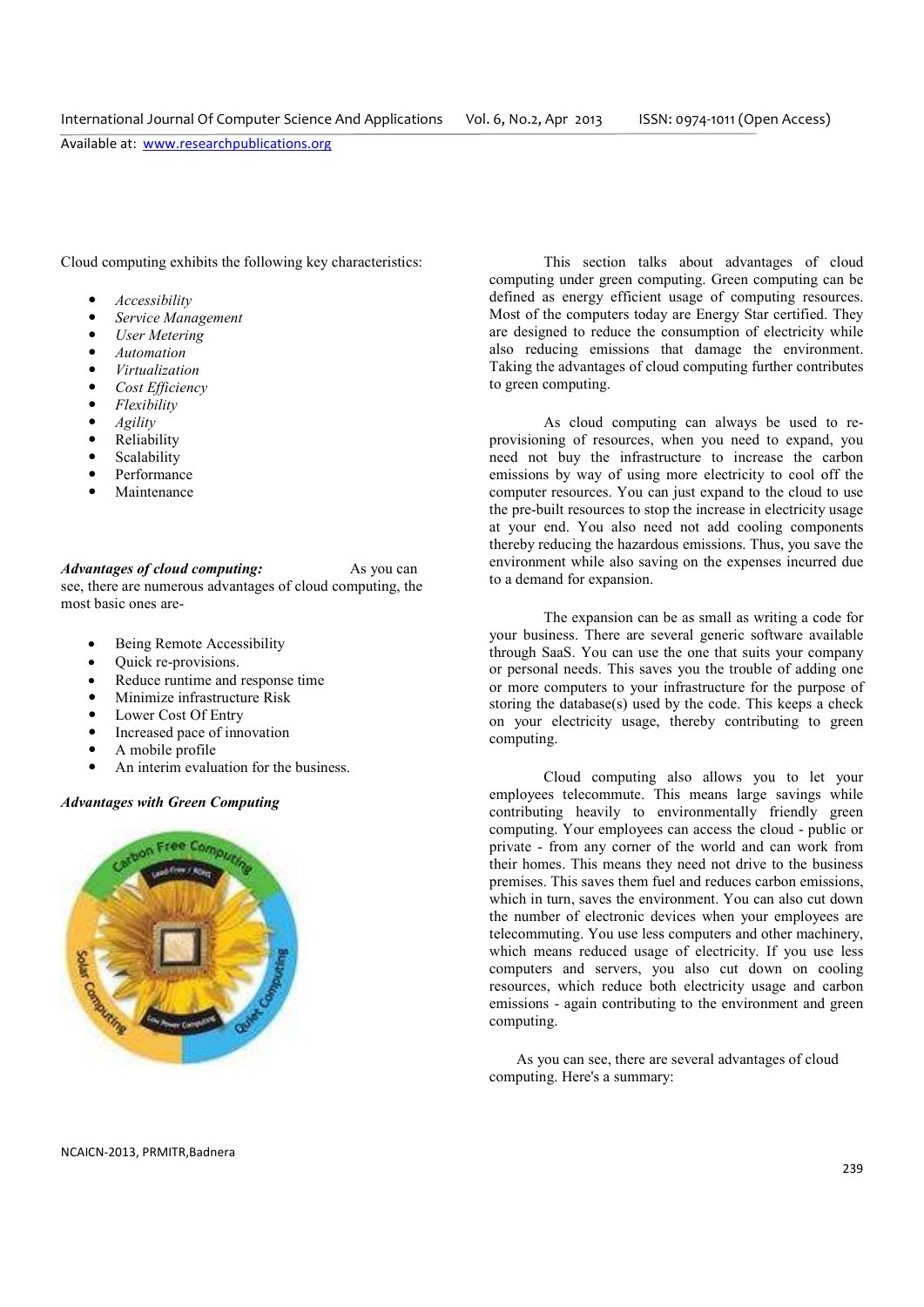Cloud computing exhibits the following key characteristics:

- *Accessibility*
- *Service Management*
- *User Metering*
- *Automation*
- *Virtualization*
- *Cost Efficiency*
- *Flexibility*
- *Agility*
- Reliability
- Scalability
- Performance
- Maintenance

***Advantages of cloud computing:*** As you can see, there are numerous advantages of cloud computing, the most basic ones are-

- Being Remote Accessibility
- Quick re-provisions.
- Reduce runtime and response time
- Minimize infrastructure Risk
- Lower Cost Of Entry
- Increased pace of innovation
- A mobile profile
- An interim evaluation for the business.

***Advantages with Green Computing***

This section talks about advantages of cloud computing under green computing. Green computing can be defined as energy efficient usage of computing resources. Most of the computers today are Energy Star certified. They are designed to reduce the consumption of electricity while also reducing emissions that damage the environment. Taking the advantages of cloud computing further contributes to green computing.

As cloud computing can always be used to re-provisioning of resources, when you need to expand, you need not buy the infrastructure to increase the carbon emissions by way of using more electricity to cool off the computer resources. You can just expand to the cloud to use the pre-built resources to stop the increase in electricity usage at your end. You also need not add cooling components thereby reducing the hazardous emissions. Thus, you save the environment while also saving on the expenses incurred due to a demand for expansion.

The expansion can be as small as writing a code for your business. There are several generic software available through SaaS. You can use the one that suits your company or personal needs. This saves you the trouble of adding one or more computers to your infrastructure for the purpose of storing the database(s) used by the code. This keeps a check on your electricity usage, thereby contributing to green computing.

Cloud computing also allows you to let your employees telecommute. This means large savings while contributing heavily to environmentally friendly green computing. Your employees can access the cloud - public or private - from any corner of the world and can work from their homes. This means they need not drive to the business premises. This saves them fuel and reduces carbon emissions, which in turn, saves the environment. You can also cut down the number of electronic devices when your employees are telecommuting. You use less computers and other machinery, which means reduced usage of electricity. If you use less computers and servers, you also cut down on cooling resources, which reduce both electricity usage and carbon emissions - again contributing to the environment and green computing.

As you can see, there are several advantages of cloud computing. Here's a summary: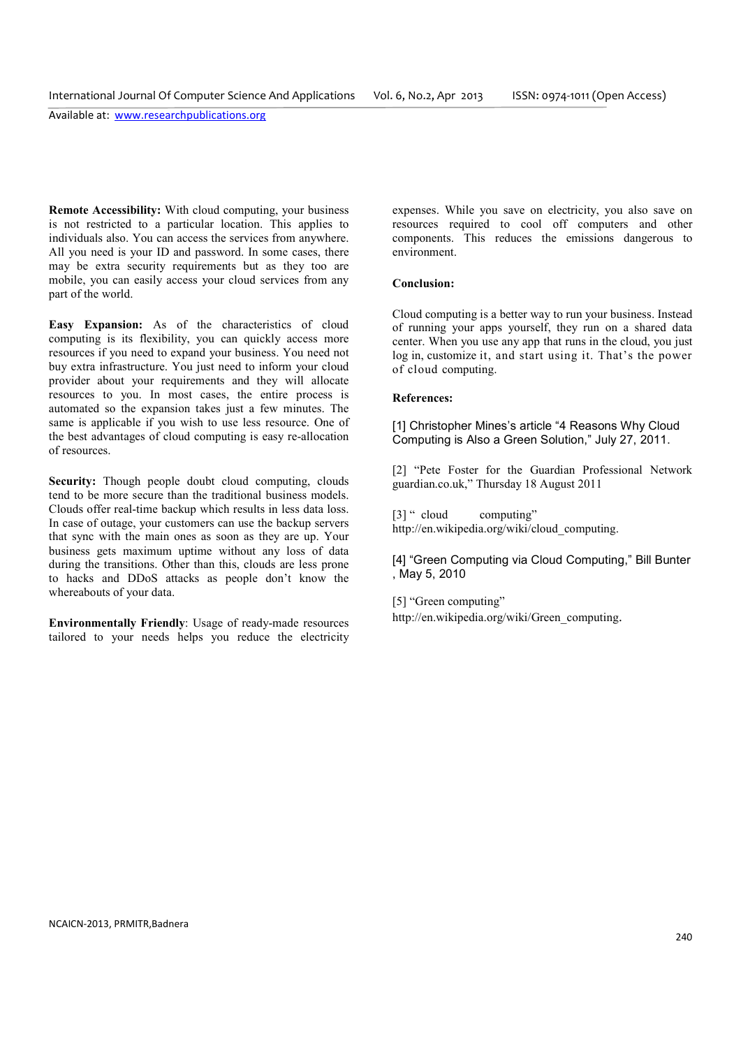**Remote Accessibility:** With cloud computing, your business is not restricted to a particular location. This applies to individuals also. You can access the services from anywhere. All you need is your ID and password. In some cases, there may be extra security requirements but as they too are mobile, you can easily access your cloud services from any part of the world.

**Easy Expansion:** As of the characteristics of cloud computing is its flexibility, you can quickly access more resources if you need to expand your business. You need not buy extra infrastructure. You just need to inform your cloud provider about your requirements and they will allocate resources to you. In most cases, the entire process is automated so the expansion takes just a few minutes. The same is applicable if you wish to use less resource. One of the best advantages of cloud computing is easy re-allocation of resources.

**Security:** Though people doubt cloud computing, clouds tend to be more secure than the traditional business models. Clouds offer real-time backup which results in less data loss. In case of outage, your customers can use the backup servers that sync with the main ones as soon as they are up. Your business gets maximum uptime without any loss of data during the transitions. Other than this, clouds are less prone to hacks and DDoS attacks as people don't know the whereabouts of your data.

**Environmentally Friendly**: Usage of ready-made resources tailored to your needs helps you reduce the electricity expenses. While you save on electricity, you also save on resources required to cool off computers and other components. This reduces the emissions dangerous to environment.

**Conclusion:**

Cloud computing is a better way to run your business. Instead of running your apps yourself, they run on a shared data center. When you use any app that runs in the cloud, you just log in, customize it, and start using it. That's the power of cloud computing.

**References:**

[1] Christopher Mines's article "4 Reasons Why Cloud Computing is Also a Green Solution," July 27, 2011.

[2] "Pete Foster for the Guardian Professional Network guardian.co.uk," Thursday 18 August 2011

[3] " cloud computing" http://en.wikipedia.org/wiki/cloud_computing.

[4] "Green Computing via Cloud Computing," Bill Bunter , May 5, 2010

[5] "Green computing" http://en.wikipedia.org/wiki/Green_computing.